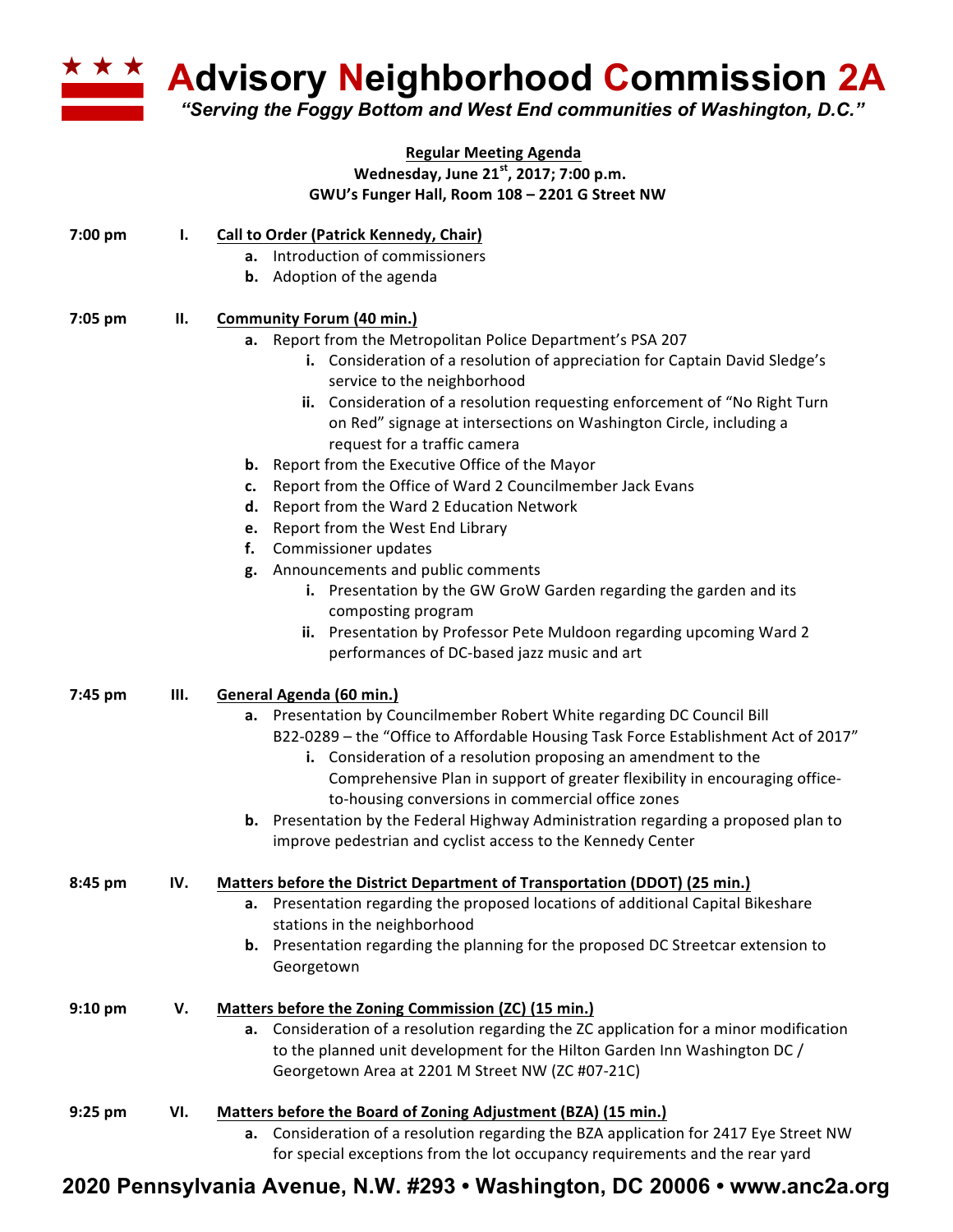# Advisory Neighborhood Commission 2A

*"Serving the Foggy Bottom and West End communities of Washington, D.C."*

**Regular Meeting Agenda**
**Wednesday, June 21st, 2017; 7:00 p.m.**
**GWU's Funger Hall, Room 108 – 2201 G Street NW**

**7:00 pm — I. Call to Order (Patrick Kennedy, Chair)**

- **a.** Introduction of commissioners
- **b.** Adoption of the agenda

**7:05 pm — II. Community Forum (40 min.)**

- **a.** Report from the Metropolitan Police Department's PSA 207
  - **i.** Consideration of a resolution of appreciation for Captain David Sledge's service to the neighborhood
  - **ii.** Consideration of a resolution requesting enforcement of "No Right Turn on Red" signage at intersections on Washington Circle, including a request for a traffic camera
- **b.** Report from the Executive Office of the Mayor
- **c.** Report from the Office of Ward 2 Councilmember Jack Evans
- **d.** Report from the Ward 2 Education Network
- **e.** Report from the West End Library
- **f.** Commissioner updates
- **g.** Announcements and public comments
  - **i.** Presentation by the GW GroW Garden regarding the garden and its composting program
  - **ii.** Presentation by Professor Pete Muldoon regarding upcoming Ward 2 performances of DC-based jazz music and art

**7:45 pm — III. General Agenda (60 min.)**

- **a.** Presentation by Councilmember Robert White regarding DC Council Bill B22-0289 – the "Office to Affordable Housing Task Force Establishment Act of 2017"
  - **i.** Consideration of a resolution proposing an amendment to the Comprehensive Plan in support of greater flexibility in encouraging office-to-housing conversions in commercial office zones
- **b.** Presentation by the Federal Highway Administration regarding a proposed plan to improve pedestrian and cyclist access to the Kennedy Center

**8:45 pm — IV. Matters before the District Department of Transportation (DDOT) (25 min.)**

- **a.** Presentation regarding the proposed locations of additional Capital Bikeshare stations in the neighborhood
- **b.** Presentation regarding the planning for the proposed DC Streetcar extension to Georgetown

**9:10 pm — V. Matters before the Zoning Commission (ZC) (15 min.)**

- **a.** Consideration of a resolution regarding the ZC application for a minor modification to the planned unit development for the Hilton Garden Inn Washington DC / Georgetown Area at 2201 M Street NW (ZC #07-21C)

**9:25 pm — VI. Matters before the Board of Zoning Adjustment (BZA) (15 min.)**

- **a.** Consideration of a resolution regarding the BZA application for 2417 Eye Street NW for special exceptions from the lot occupancy requirements and the rear yard

2020 Pennsylvania Avenue, N.W. #293 • Washington, DC 20006 • www.anc2a.org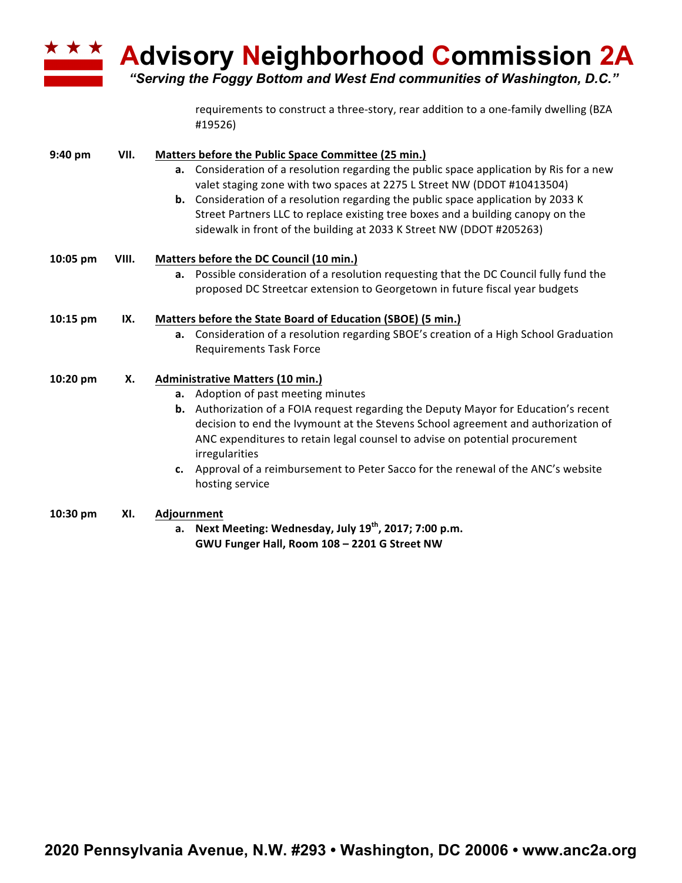requirements to construct a three-story, rear addition to a one-family dwelling (BZA #19526)

**9:40 pm** **VII.** **Matters before the Public Space Committee (25 min.)**

- **a.** Consideration of a resolution regarding the public space application by Ris for a new valet staging zone with two spaces at 2275 L Street NW (DDOT #10413504)
- **b.** Consideration of a resolution regarding the public space application by 2033 K Street Partners LLC to replace existing tree boxes and a building canopy on the sidewalk in front of the building at 2033 K Street NW (DDOT #205263)

**10:05 pm** **VIII.** **Matters before the DC Council (10 min.)**

- **a.** Possible consideration of a resolution requesting that the DC Council fully fund the proposed DC Streetcar extension to Georgetown in future fiscal year budgets

**10:15 pm** **IX.** **Matters before the State Board of Education (SBOE) (5 min.)**

- **a.** Consideration of a resolution regarding SBOE's creation of a High School Graduation Requirements Task Force

**10:20 pm** **X.** **Administrative Matters (10 min.)**

- **a.** Adoption of past meeting minutes
- **b.** Authorization of a FOIA request regarding the Deputy Mayor for Education's recent decision to end the Ivymount at the Stevens School agreement and authorization of ANC expenditures to retain legal counsel to advise on potential procurement irregularities
- **c.** Approval of a reimbursement to Peter Sacco for the renewal of the ANC's website hosting service

**10:30 pm** **XI.** **Adjournment**

- **a. Next Meeting: Wednesday, July 19th, 2017; 7:00 p.m.**
  **GWU Funger Hall, Room 108 – 2201 G Street NW**